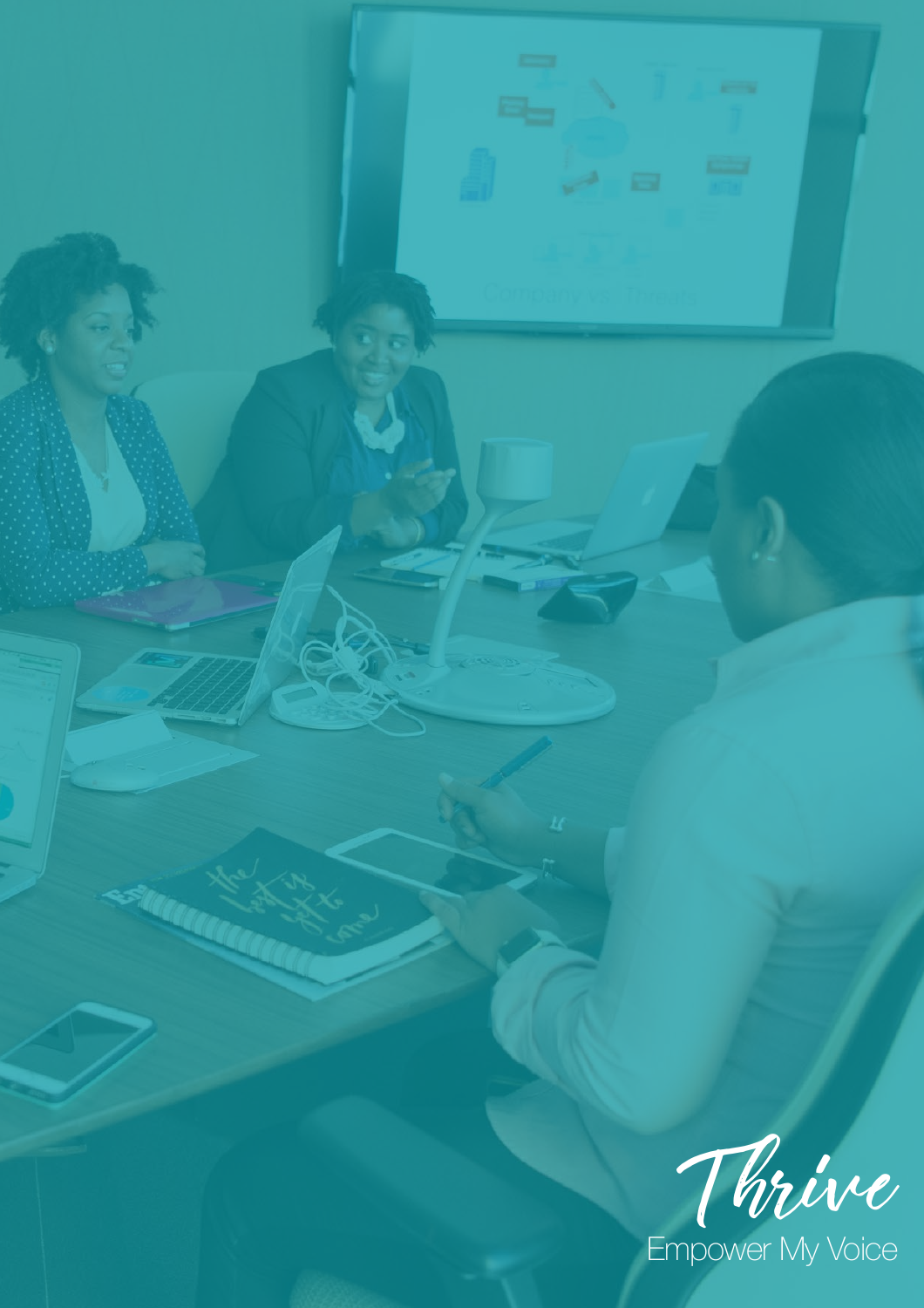# Thrive

Empower My Voice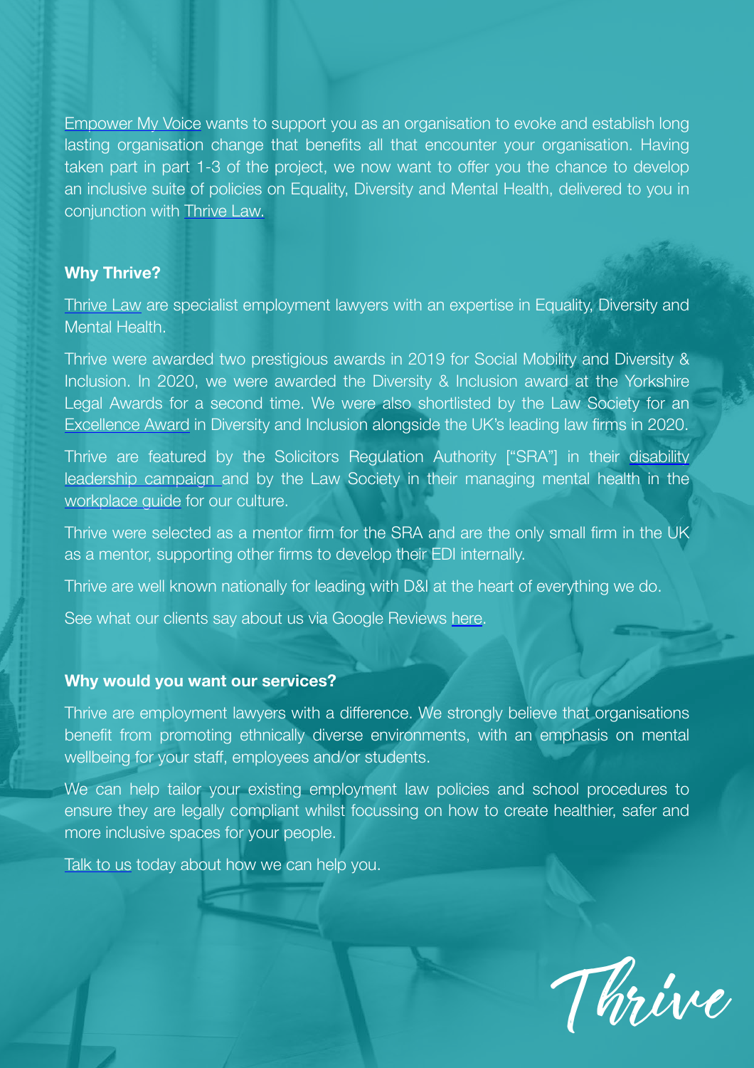Empower My Voice wants to support you as an organisation to evoke and establish long lasting organisation change that benefits all that encounter your organisation. Having taken part in part 1-3 of the project, we now want to offer you the chance to develop an inclusive suite of policies on Equality, Diversity and Mental Health, delivered to you in conjunction with Thrive Law.

**Why Thrive?**

Thrive Law are specialist employment lawyers with an expertise in Equality, Diversity and Mental Health.

Thrive were awarded two prestigious awards in 2019 for Social Mobility and Diversity & Inclusion. In 2020, we were awarded the Diversity & Inclusion award at the Yorkshire Legal Awards for a second time. We were also shortlisted by the Law Society for an Excellence Award in Diversity and Inclusion alongside the UK's leading law firms in 2020.

Thrive are featured by the Solicitors Regulation Authority ["SRA"] in their disability leadership campaign and by the Law Society in their managing mental health in the workplace guide for our culture.

Thrive were selected as a mentor firm for the SRA and are the only small firm in the UK as a mentor, supporting other firms to develop their EDI internally.

Thrive are well known nationally for leading with D&I at the heart of everything we do.

See what our clients say about us via Google Reviews here.

**Why would you want our services?**

Thrive are employment lawyers with a difference. We strongly believe that organisations benefit from promoting ethnically diverse environments, with an emphasis on mental wellbeing for your staff, employees and/or students.

We can help tailor your existing employment law policies and school procedures to ensure they are legally compliant whilst focussing on how to create healthier, safer and more inclusive spaces for your people.

Talk to us today about how we can help you.

Thrive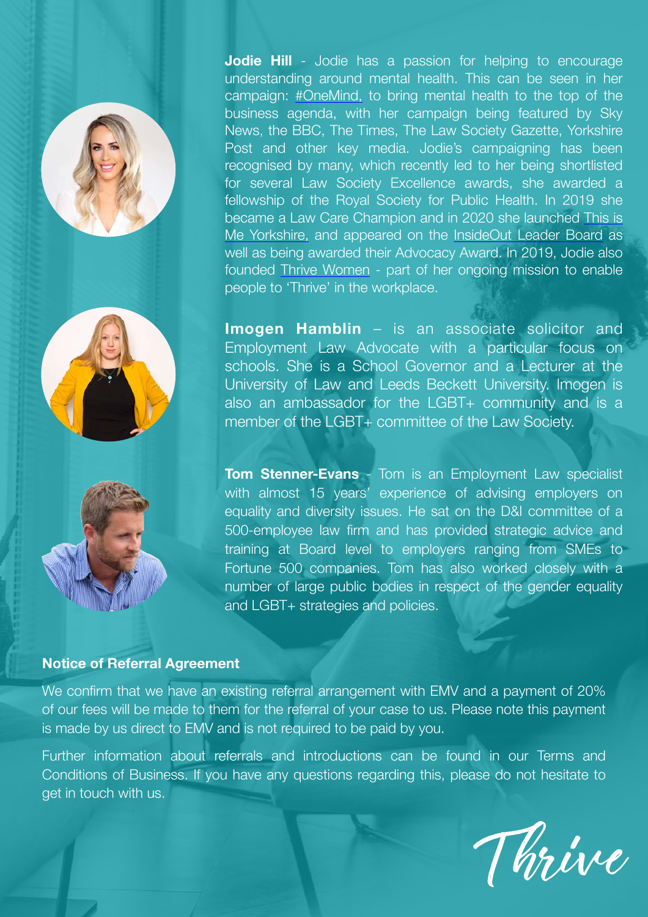**Jodie Hill** - Jodie has a passion for helping to encourage understanding around mental health. This can be seen in her campaign: #OneMind, to bring mental health to the top of the business agenda, with her campaign being featured by Sky News, the BBC, The Times, The Law Society Gazette, Yorkshire Post and other key media. Jodie's campaigning has been recognised by many, which recently led to her being shortlisted for several Law Society Excellence awards, she awarded a fellowship of the Royal Society for Public Health. In 2019 she became a Law Care Champion and in 2020 she launched This is Me Yorkshire, and appeared on the InsideOut Leader Board as well as being awarded their Advocacy Award. In 2019, Jodie also founded Thrive Women - part of her ongoing mission to enable people to 'Thrive' in the workplace.

**Imogen Hamblin** – is an associate solicitor and Employment Law Advocate with a particular focus on schools. She is a School Governor and a Lecturer at the University of Law and Leeds Beckett University. Imogen is also an ambassador for the LGBT+ community and is a member of the LGBT+ committee of the Law Society.

**Tom Stenner-Evans** - Tom is an Employment Law specialist with almost 15 years' experience of advising employers on equality and diversity issues. He sat on the D&I committee of a 500-employee law firm and has provided strategic advice and training at Board level to employers ranging from SMEs to Fortune 500 companies. Tom has also worked closely with a number of large public bodies in respect of the gender equality and LGBT+ strategies and policies.

**Notice of Referral Agreement**

We confirm that we have an existing referral arrangement with EMV and a payment of 20% of our fees will be made to them for the referral of your case to us. Please note this payment is made by us direct to EMV and is not required to be paid by you.

Further information about referrals and introductions can be found in our Terms and Conditions of Business. If you have any questions regarding this, please do not hesitate to get in touch with us.

Thrive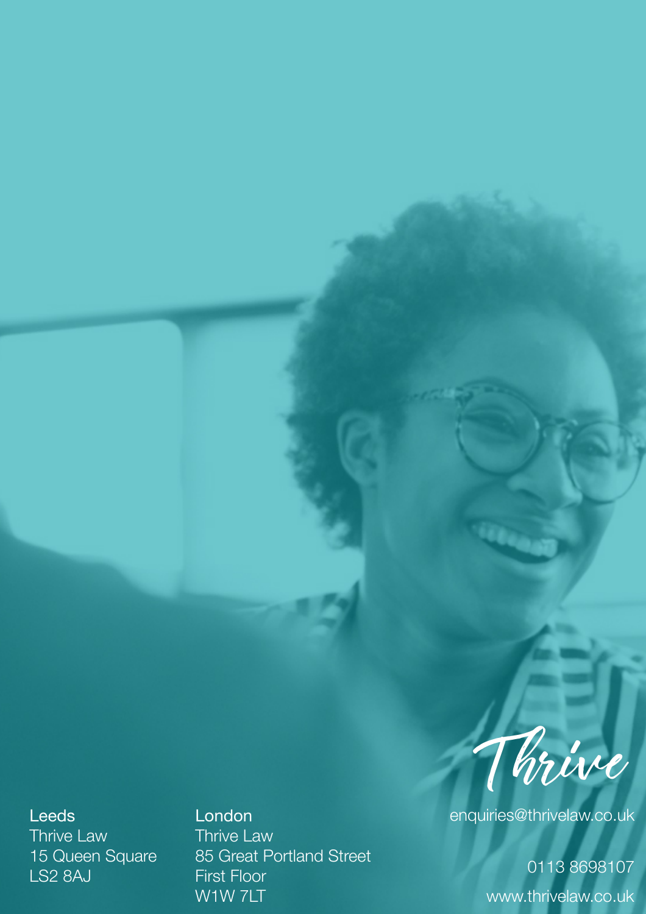Thrive

**Leeds**
Thrive Law
15 Queen Square
LS2 8AJ

**London**
Thrive Law
85 Great Portland Street
First Floor
W1W 7LT

enquiries@thrivelaw.co.uk

0113 8698107

www.thrivelaw.co.uk